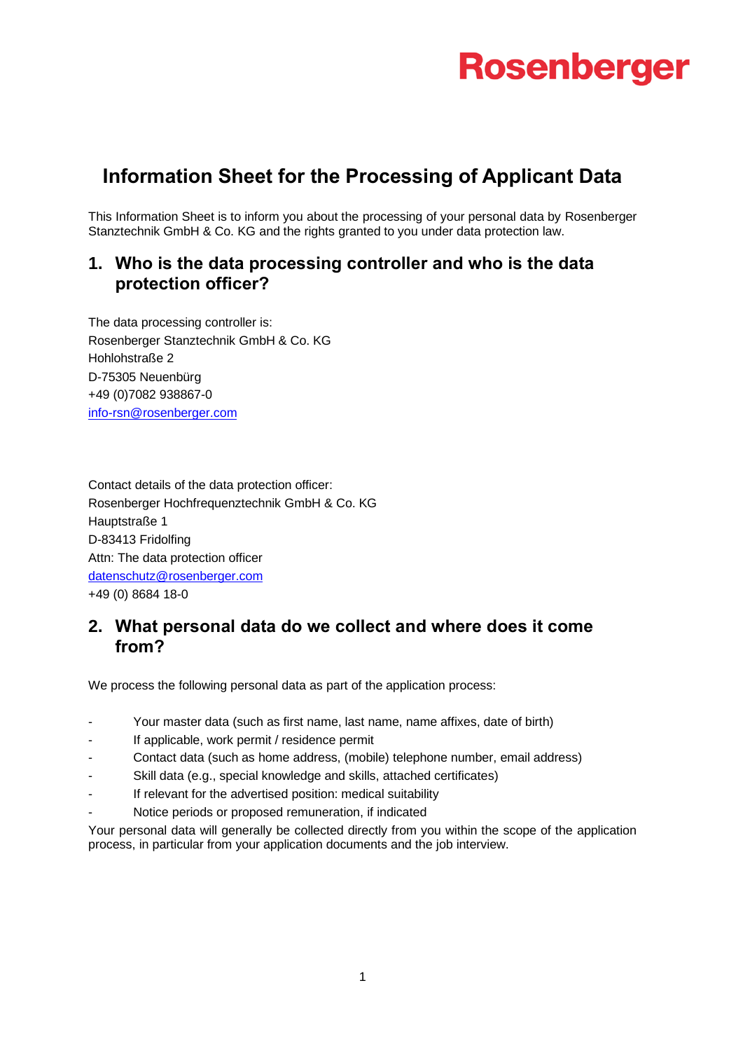# Information Sheet for the Processing of Applicant Data

This Information Sheet is to inform you about the processing of your personal data by Rosenberger Stanztechnik GmbH & Co. KG and the rights granted to you under data protection law.

## 1. Who is the data processing controller and who is the data protection officer?

The data processing controller is:
Rosenberger Stanztechnik GmbH & Co. KG
Hohlohstraße 2
D-75305 Neuenbürg
+49 (0)7082 938867-0
info-rsn@rosenberger.com

Contact details of the data protection officer:
Rosenberger Hochfrequenztechnik GmbH & Co. KG
Hauptstraße 1
D-83413 Fridolfing
Attn: The data protection officer
datenschutz@rosenberger.com
+49 (0) 8684 18-0

## 2. What personal data do we collect and where does it come from?

We process the following personal data as part of the application process:

- Your master data (such as first name, last name, name affixes, date of birth)
- If applicable, work permit / residence permit
- Contact data (such as home address, (mobile) telephone number, email address)
- Skill data (e.g., special knowledge and skills, attached certificates)
- If relevant for the advertised position: medical suitability
- Notice periods or proposed remuneration, if indicated

Your personal data will generally be collected directly from you within the scope of the application process, in particular from your application documents and the job interview.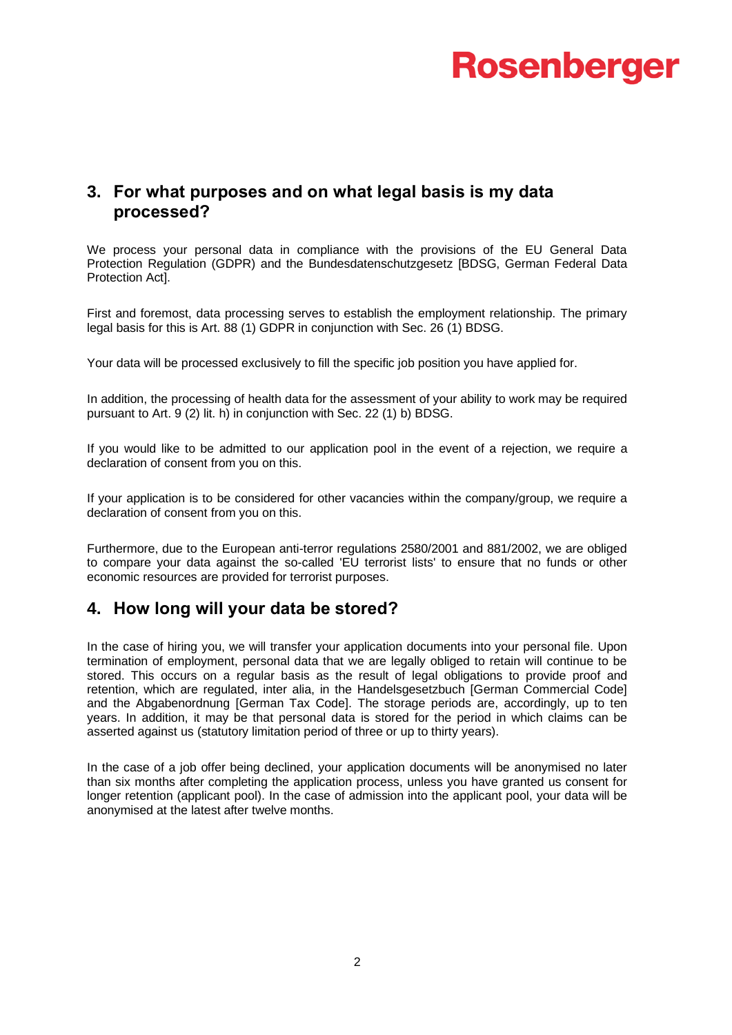## 3. For what purposes and on what legal basis is my data processed?

We process your personal data in compliance with the provisions of the EU General Data Protection Regulation (GDPR) and the Bundesdatenschutzgesetz [BDSG, German Federal Data Protection Act].

First and foremost, data processing serves to establish the employment relationship. The primary legal basis for this is Art. 88 (1) GDPR in conjunction with Sec. 26 (1) BDSG.

Your data will be processed exclusively to fill the specific job position you have applied for.

In addition, the processing of health data for the assessment of your ability to work may be required pursuant to Art. 9 (2) lit. h) in conjunction with Sec. 22 (1) b) BDSG.

If you would like to be admitted to our application pool in the event of a rejection, we require a declaration of consent from you on this.

If your application is to be considered for other vacancies within the company/group, we require a declaration of consent from you on this.

Furthermore, due to the European anti-terror regulations 2580/2001 and 881/2002, we are obliged to compare your data against the so-called 'EU terrorist lists' to ensure that no funds or other economic resources are provided for terrorist purposes.

## 4. How long will your data be stored?

In the case of hiring you, we will transfer your application documents into your personal file. Upon termination of employment, personal data that we are legally obliged to retain will continue to be stored. This occurs on a regular basis as the result of legal obligations to provide proof and retention, which are regulated, inter alia, in the Handelsgesetzbuch [German Commercial Code] and the Abgabenordnung [German Tax Code]. The storage periods are, accordingly, up to ten years. In addition, it may be that personal data is stored for the period in which claims can be asserted against us (statutory limitation period of three or up to thirty years).

In the case of a job offer being declined, your application documents will be anonymised no later than six months after completing the application process, unless you have granted us consent for longer retention (applicant pool). In the case of admission into the applicant pool, your data will be anonymised at the latest after twelve months.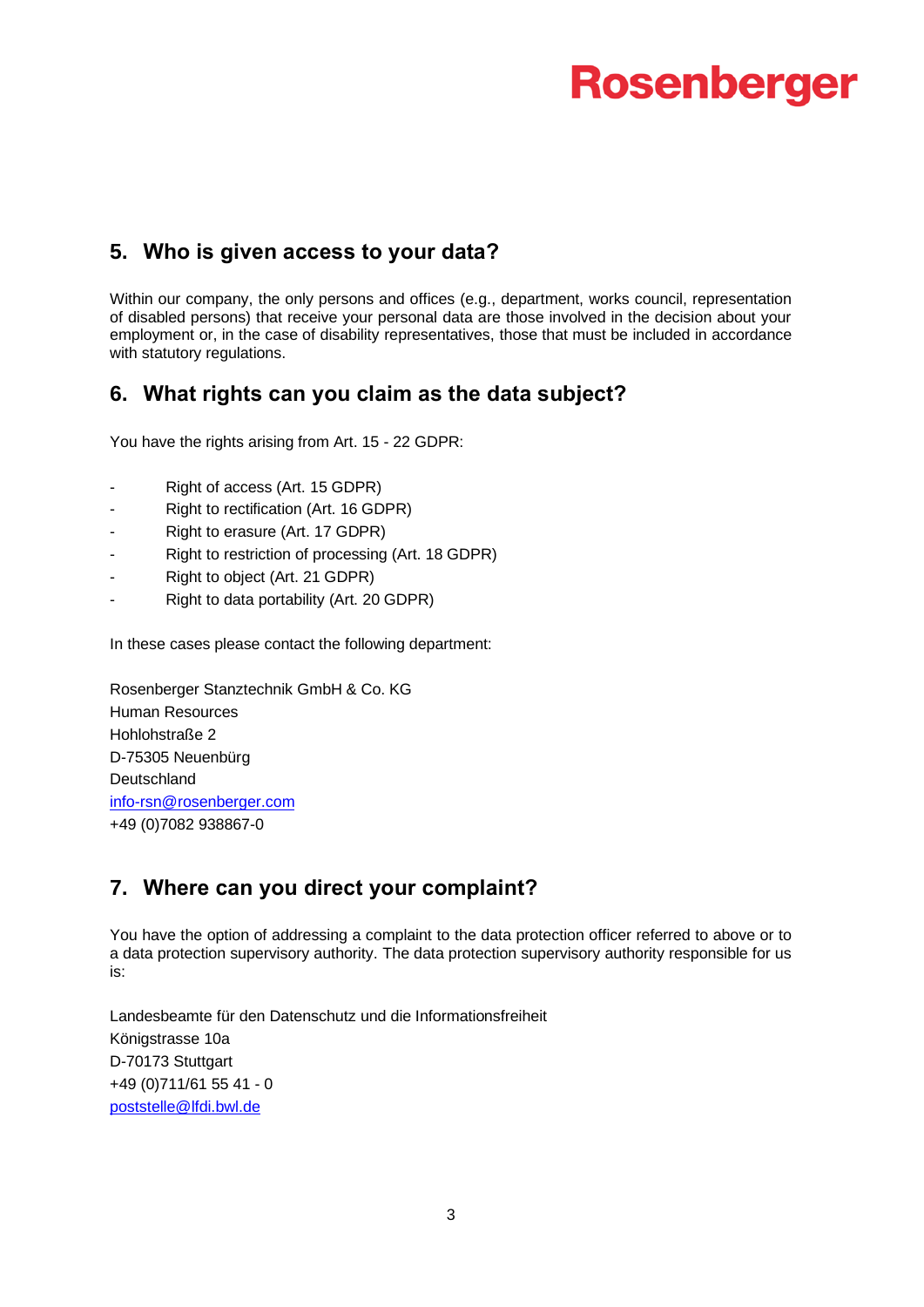## 5. Who is given access to your data?

Within our company, the only persons and offices (e.g., department, works council, representation of disabled persons) that receive your personal data are those involved in the decision about your employment or, in the case of disability representatives, those that must be included in accordance with statutory regulations.

## 6. What rights can you claim as the data subject?

You have the rights arising from Art. 15 - 22 GDPR:

- Right of access (Art. 15 GDPR)
- Right to rectification (Art. 16 GDPR)
- Right to erasure (Art. 17 GDPR)
- Right to restriction of processing (Art. 18 GDPR)
- Right to object (Art. 21 GDPR)
- Right to data portability (Art. 20 GDPR)

In these cases please contact the following department:

Rosenberger Stanztechnik GmbH & Co. KG
Human Resources
Hohlohstraße 2
D-75305 Neuenbürg
Deutschland
info-rsn@rosenberger.com
+49 (0)7082 938867-0

## 7. Where can you direct your complaint?

You have the option of addressing a complaint to the data protection officer referred to above or to a data protection supervisory authority. The data protection supervisory authority responsible for us is:

Landesbeamte für den Datenschutz und die Informationsfreiheit
Königstrasse 10a
D-70173 Stuttgart
+49 (0)711/61 55 41 - 0
poststelle@lfdi.bwl.de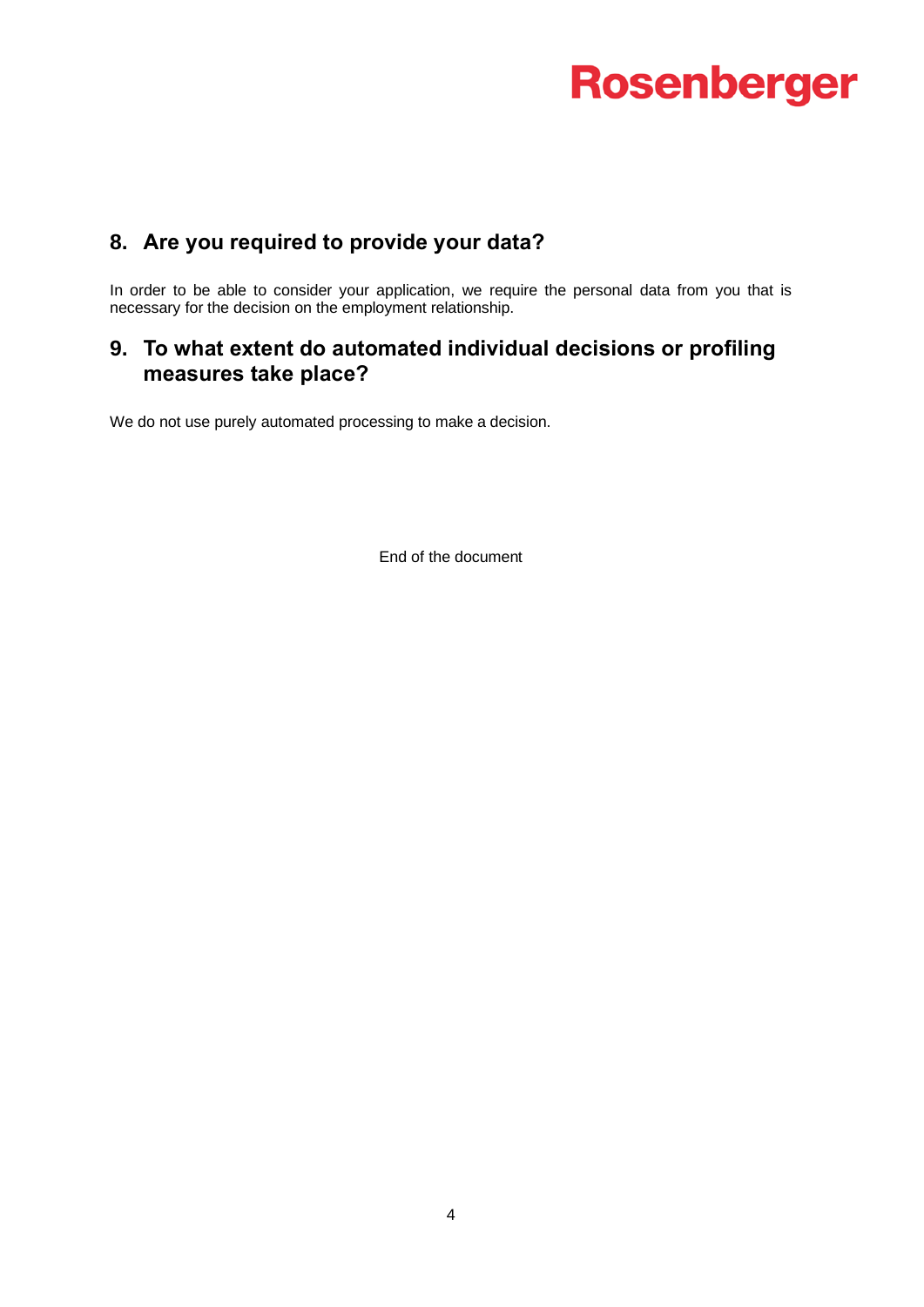## 8. Are you required to provide your data?

In order to be able to consider your application, we require the personal data from you that is necessary for the decision on the employment relationship.

## 9. To what extent do automated individual decisions or profiling measures take place?

We do not use purely automated processing to make a decision.

End of the document